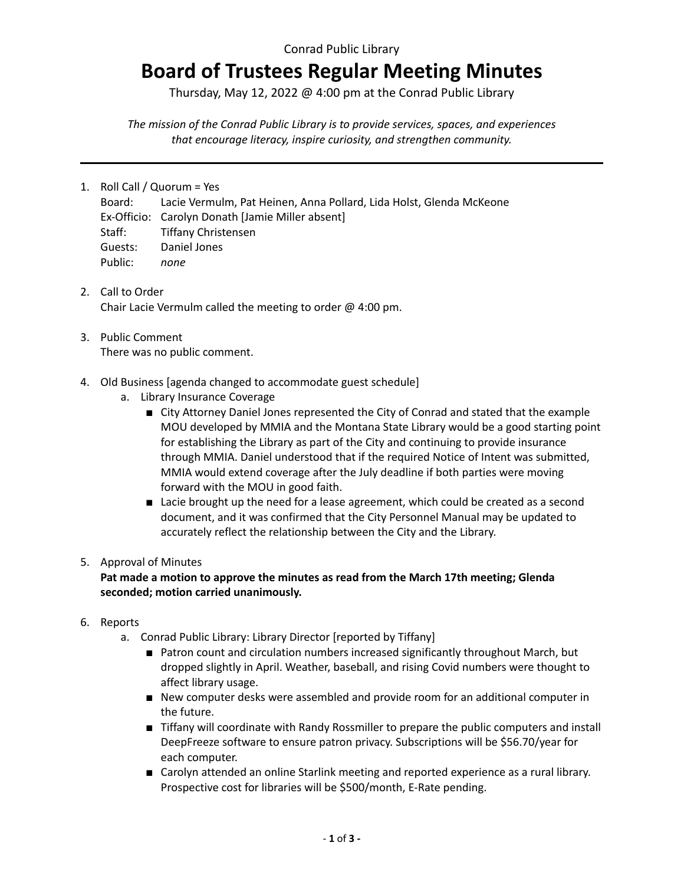Conrad Public Library

# Board of Trustees Regular Meeting Minutes

Thursday, May 12, 2022 @ 4:00 pm at the Conrad Public Library

*The mission of the Conrad Public Library is to provide services, spaces, and experiences that encourage literacy, inspire curiosity, and strengthen community.*

---

1. Roll Call / Quorum = Yes
   Board: Lacie Vermulm, Pat Heinen, Anna Pollard, Lida Holst, Glenda McKeone
   Ex-Officio: Carolyn Donath [Jamie Miller absent]
   Staff: Tiffany Christensen
   Guests: Daniel Jones
   Public: *none*

2. Call to Order
   Chair Lacie Vermulm called the meeting to order @ 4:00 pm.

3. Public Comment
   There was no public comment.

4. Old Business [agenda changed to accommodate guest schedule]
   a. Library Insurance Coverage
      - City Attorney Daniel Jones represented the City of Conrad and stated that the example MOU developed by MMIA and the Montana State Library would be a good starting point for establishing the Library as part of the City and continuing to provide insurance through MMIA. Daniel understood that if the required Notice of Intent was submitted, MMIA would extend coverage after the July deadline if both parties were moving forward with the MOU in good faith.
      - Lacie brought up the need for a lease agreement, which could be created as a second document, and it was confirmed that the City Personnel Manual may be updated to accurately reflect the relationship between the City and the Library.

5. Approval of Minutes
   **Pat made a motion to approve the minutes as read from the March 17th meeting; Glenda seconded; motion carried unanimously.**

6. Reports
   a. Conrad Public Library: Library Director [reported by Tiffany]
      - Patron count and circulation numbers increased significantly throughout March, but dropped slightly in April. Weather, baseball, and rising Covid numbers were thought to affect library usage.
      - New computer desks were assembled and provide room for an additional computer in the future.
      - Tiffany will coordinate with Randy Rossmiller to prepare the public computers and install DeepFreeze software to ensure patron privacy. Subscriptions will be $56.70/year for each computer.
      - Carolyn attended an online Starlink meeting and reported experience as a rural library. Prospective cost for libraries will be $500/month, E-Rate pending.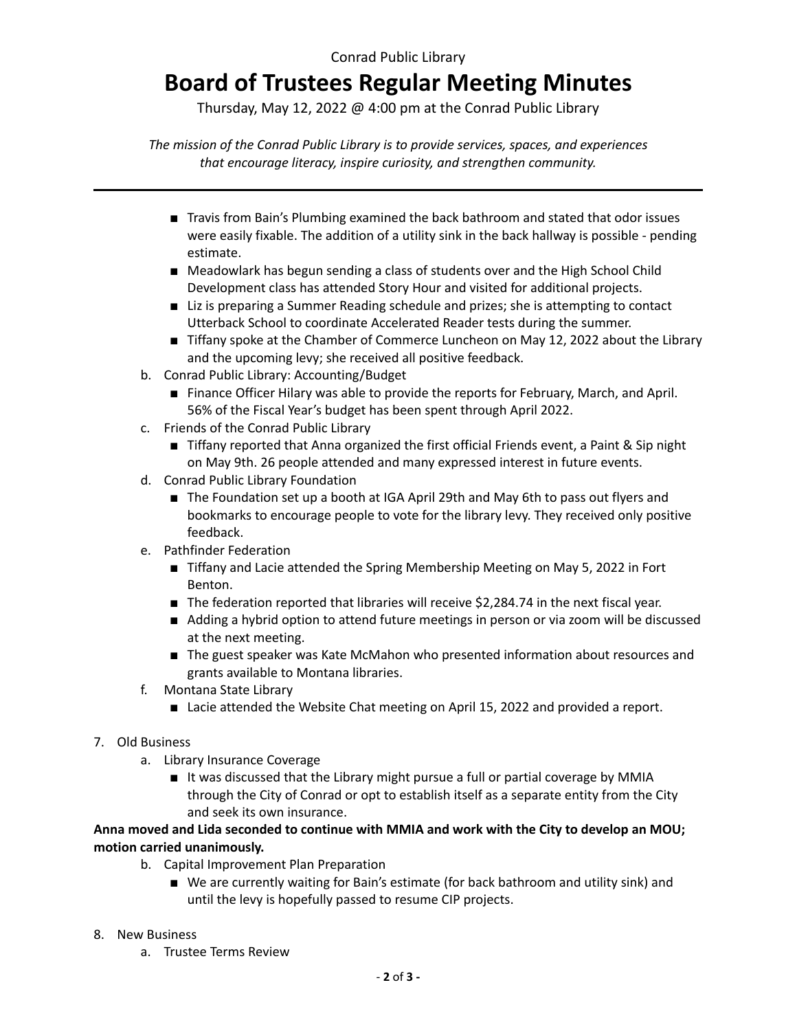Conrad Public Library

# Board of Trustees Regular Meeting Minutes

Thursday, May 12, 2022 @ 4:00 pm at the Conrad Public Library

*The mission of the Conrad Public Library is to provide services, spaces, and experiences that encourage literacy, inspire curiosity, and strengthen community.*

---

- Travis from Bain's Plumbing examined the back bathroom and stated that odor issues were easily fixable. The addition of a utility sink in the back hallway is possible - pending estimate.
- Meadowlark has begun sending a class of students over and the High School Child Development class has attended Story Hour and visited for additional projects.
- Liz is preparing a Summer Reading schedule and prizes; she is attempting to contact Utterback School to coordinate Accelerated Reader tests during the summer.
- Tiffany spoke at the Chamber of Commerce Luncheon on May 12, 2022 about the Library and the upcoming levy; she received all positive feedback.

b. Conrad Public Library: Accounting/Budget
- Finance Officer Hilary was able to provide the reports for February, March, and April. 56% of the Fiscal Year's budget has been spent through April 2022.

c. Friends of the Conrad Public Library
- Tiffany reported that Anna organized the first official Friends event, a Paint & Sip night on May 9th. 26 people attended and many expressed interest in future events.

d. Conrad Public Library Foundation
- The Foundation set up a booth at IGA April 29th and May 6th to pass out flyers and bookmarks to encourage people to vote for the library levy. They received only positive feedback.

e. Pathfinder Federation
- Tiffany and Lacie attended the Spring Membership Meeting on May 5, 2022 in Fort Benton.
- The federation reported that libraries will receive $2,284.74 in the next fiscal year.
- Adding a hybrid option to attend future meetings in person or via zoom will be discussed at the next meeting.
- The guest speaker was Kate McMahon who presented information about resources and grants available to Montana libraries.

f. Montana State Library
- Lacie attended the Website Chat meeting on April 15, 2022 and provided a report.

7. Old Business

a. Library Insurance Coverage
- It was discussed that the Library might pursue a full or partial coverage by MMIA through the City of Conrad or opt to establish itself as a separate entity from the City and seek its own insurance.

**Anna moved and Lida seconded to continue with MMIA and work with the City to develop an MOU; motion carried unanimously.**

b. Capital Improvement Plan Preparation
- We are currently waiting for Bain's estimate (for back bathroom and utility sink) and until the levy is hopefully passed to resume CIP projects.

8. New Business

a. Trustee Terms Review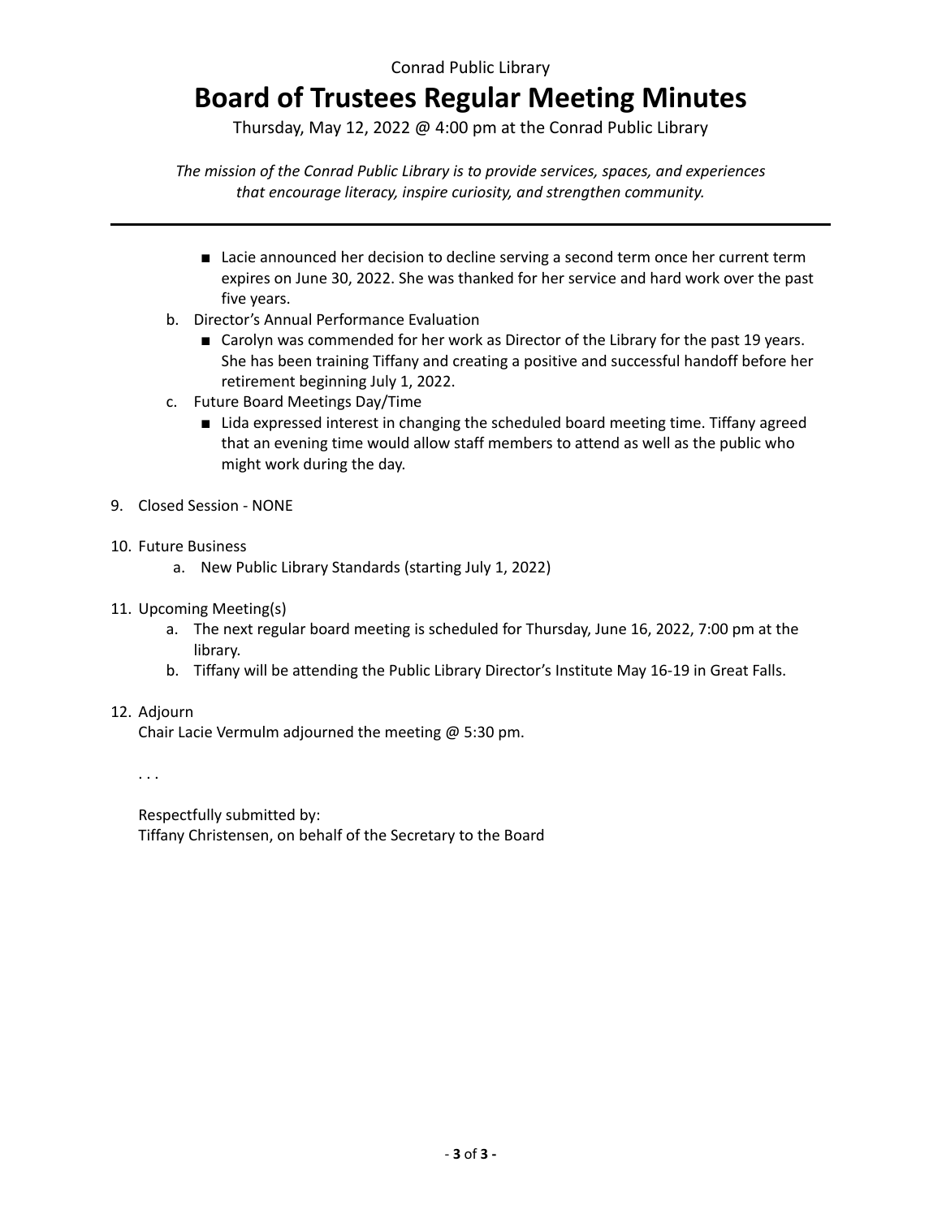Conrad Public Library

# Board of Trustees Regular Meeting Minutes

Thursday, May 12, 2022 @ 4:00 pm at the Conrad Public Library

*The mission of the Conrad Public Library is to provide services, spaces, and experiences that encourage literacy, inspire curiosity, and strengthen community.*

---

- Lacie announced her decision to decline serving a second term once her current term expires on June 30, 2022. She was thanked for her service and hard work over the past five years.

b. Director's Annual Performance Evaluation

- Carolyn was commended for her work as Director of the Library for the past 19 years. She has been training Tiffany and creating a positive and successful handoff before her retirement beginning July 1, 2022.

c. Future Board Meetings Day/Time

- Lida expressed interest in changing the scheduled board meeting time. Tiffany agreed that an evening time would allow staff members to attend as well as the public who might work during the day.

9. Closed Session - NONE

10. Future Business
    a. New Public Library Standards (starting July 1, 2022)

11. Upcoming Meeting(s)
    a. The next regular board meeting is scheduled for Thursday, June 16, 2022, 7:00 pm at the library.
    b. Tiffany will be attending the Public Library Director's Institute May 16-19 in Great Falls.

12. Adjourn
    Chair Lacie Vermulm adjourned the meeting @ 5:30 pm.

. . .

Respectfully submitted by:
Tiffany Christensen, on behalf of the Secretary to the Board